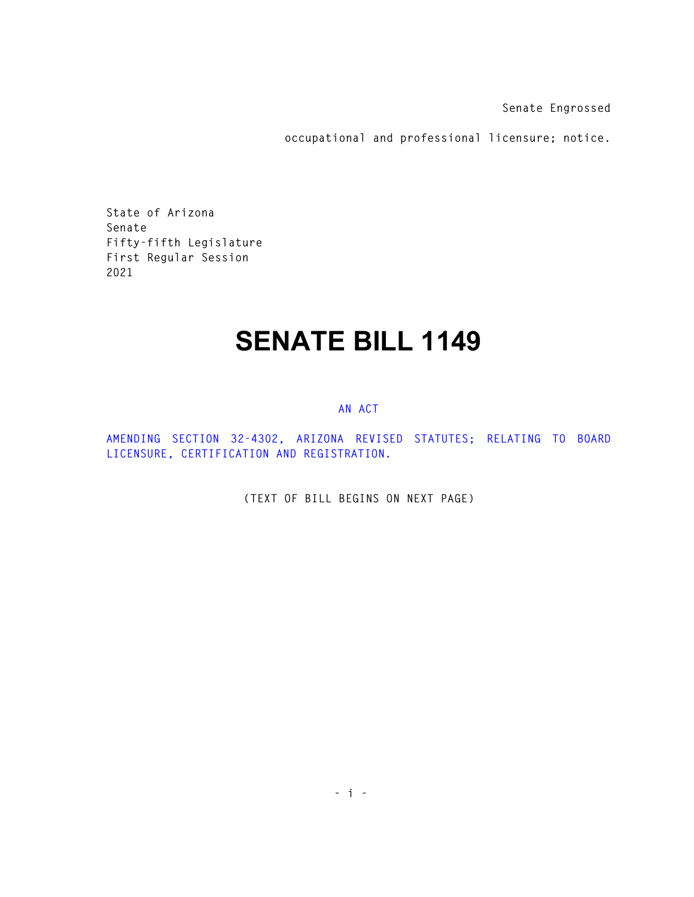Senate Engrossed

occupational and professional licensure; notice.

State of Arizona
Senate
Fifty-fifth Legislature
First Regular Session
2021

# SENATE BILL 1149

AN ACT

AMENDING SECTION 32-4302, ARIZONA REVISED STATUTES; RELATING TO BOARD LICENSURE, CERTIFICATION AND REGISTRATION.

(TEXT OF BILL BEGINS ON NEXT PAGE)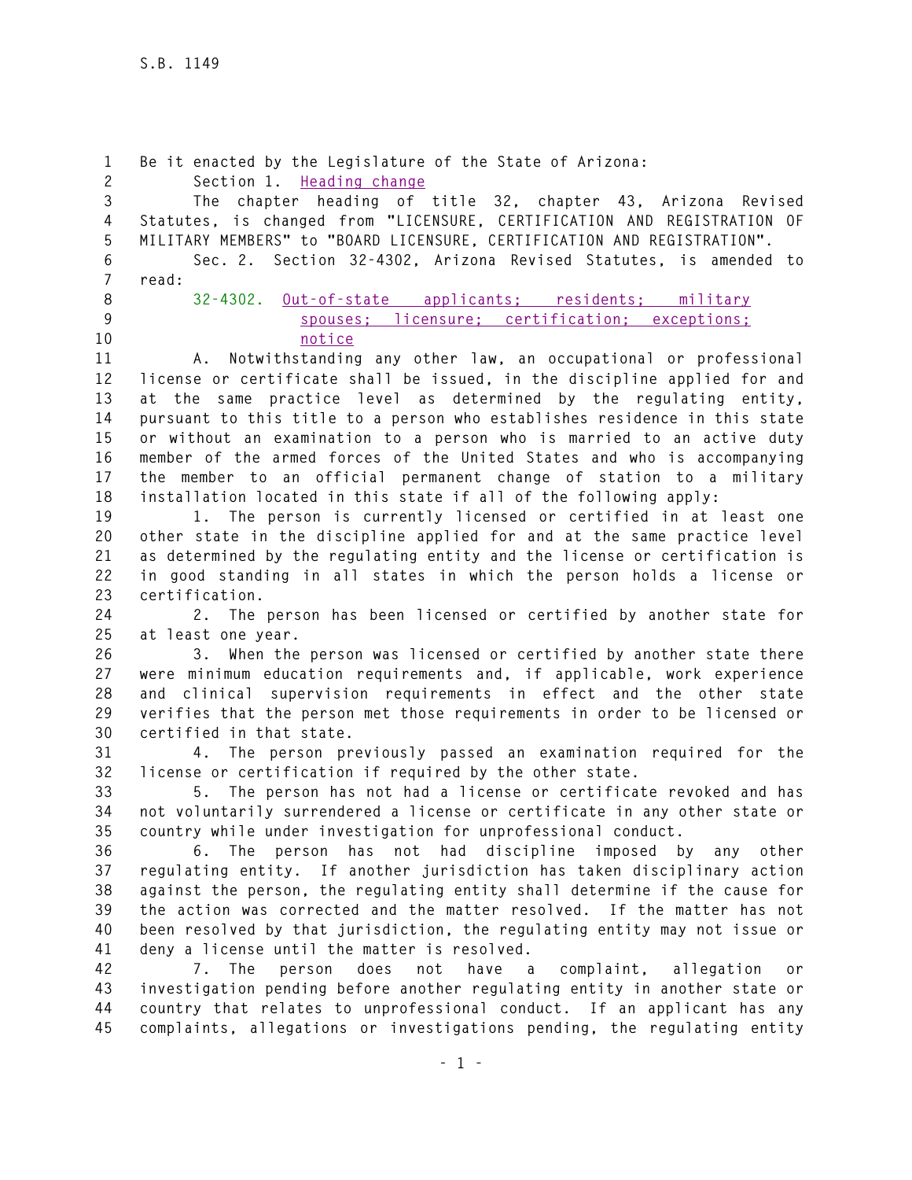Be it enacted by the Legislature of the State of Arizona:

Section 1. Heading change

The chapter heading of title 32, chapter 43, Arizona Revised Statutes, is changed from "LICENSURE, CERTIFICATION AND REGISTRATION OF MILITARY MEMBERS" to "BOARD LICENSURE, CERTIFICATION AND REGISTRATION".

Sec. 2. Section 32-4302, Arizona Revised Statutes, is amended to read:

32-4302. Out-of-state applicants; residents; military spouses; licensure; certification; exceptions; notice

A. Notwithstanding any other law, an occupational or professional license or certificate shall be issued, in the discipline applied for and at the same practice level as determined by the regulating entity, pursuant to this title to a person who establishes residence in this state or without an examination to a person who is married to an active duty member of the armed forces of the United States and who is accompanying the member to an official permanent change of station to a military installation located in this state if all of the following apply:

1. The person is currently licensed or certified in at least one other state in the discipline applied for and at the same practice level as determined by the regulating entity and the license or certification is in good standing in all states in which the person holds a license or certification.

2. The person has been licensed or certified by another state for at least one year.

3. When the person was licensed or certified by another state there were minimum education requirements and, if applicable, work experience and clinical supervision requirements in effect and the other state verifies that the person met those requirements in order to be licensed or certified in that state.

4. The person previously passed an examination required for the license or certification if required by the other state.

5. The person has not had a license or certificate revoked and has not voluntarily surrendered a license or certificate in any other state or country while under investigation for unprofessional conduct.

6. The person has not had discipline imposed by any other regulating entity. If another jurisdiction has taken disciplinary action against the person, the regulating entity shall determine if the cause for the action was corrected and the matter resolved. If the matter has not been resolved by that jurisdiction, the regulating entity may not issue or deny a license until the matter is resolved.

7. The person does not have a complaint, allegation or investigation pending before another regulating entity in another state or country that relates to unprofessional conduct. If an applicant has any complaints, allegations or investigations pending, the regulating entity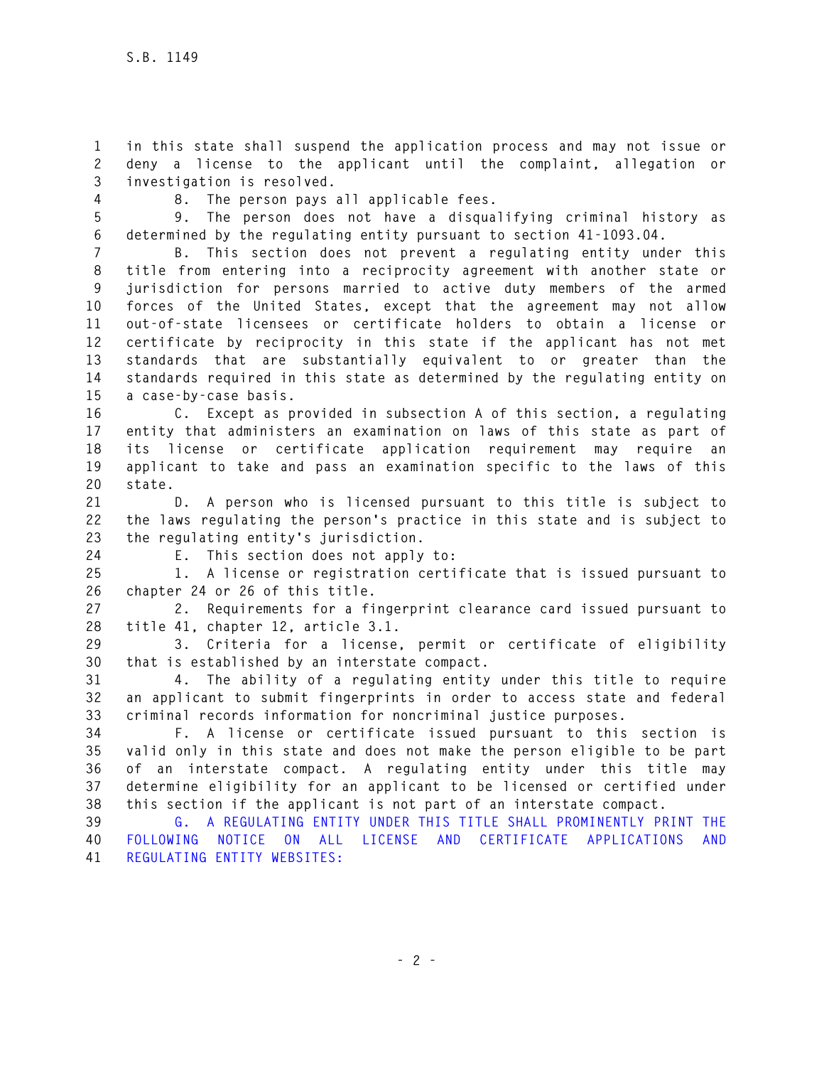in this state shall suspend the application process and may not issue or deny a license to the applicant until the complaint, allegation or investigation is resolved.

8. The person pays all applicable fees.

9. The person does not have a disqualifying criminal history as determined by the regulating entity pursuant to section 41-1093.04.

B. This section does not prevent a regulating entity under this title from entering into a reciprocity agreement with another state or jurisdiction for persons married to active duty members of the armed forces of the United States, except that the agreement may not allow out-of-state licensees or certificate holders to obtain a license or certificate by reciprocity in this state if the applicant has not met standards that are substantially equivalent to or greater than the standards required in this state as determined by the regulating entity on a case-by-case basis.

C. Except as provided in subsection A of this section, a regulating entity that administers an examination on laws of this state as part of its license or certificate application requirement may require an applicant to take and pass an examination specific to the laws of this state.

D. A person who is licensed pursuant to this title is subject to the laws regulating the person's practice in this state and is subject to the regulating entity's jurisdiction.

E. This section does not apply to:

1. A license or registration certificate that is issued pursuant to chapter 24 or 26 of this title.

2. Requirements for a fingerprint clearance card issued pursuant to title 41, chapter 12, article 3.1.

3. Criteria for a license, permit or certificate of eligibility that is established by an interstate compact.

4. The ability of a regulating entity under this title to require an applicant to submit fingerprints in order to access state and federal criminal records information for noncriminal justice purposes.

F. A license or certificate issued pursuant to this section is valid only in this state and does not make the person eligible to be part of an interstate compact. A regulating entity under this title may determine eligibility for an applicant to be licensed or certified under this section if the applicant is not part of an interstate compact.

G. A REGULATING ENTITY UNDER THIS TITLE SHALL PROMINENTLY PRINT THE FOLLOWING NOTICE ON ALL LICENSE AND CERTIFICATE APPLICATIONS AND REGULATING ENTITY WEBSITES: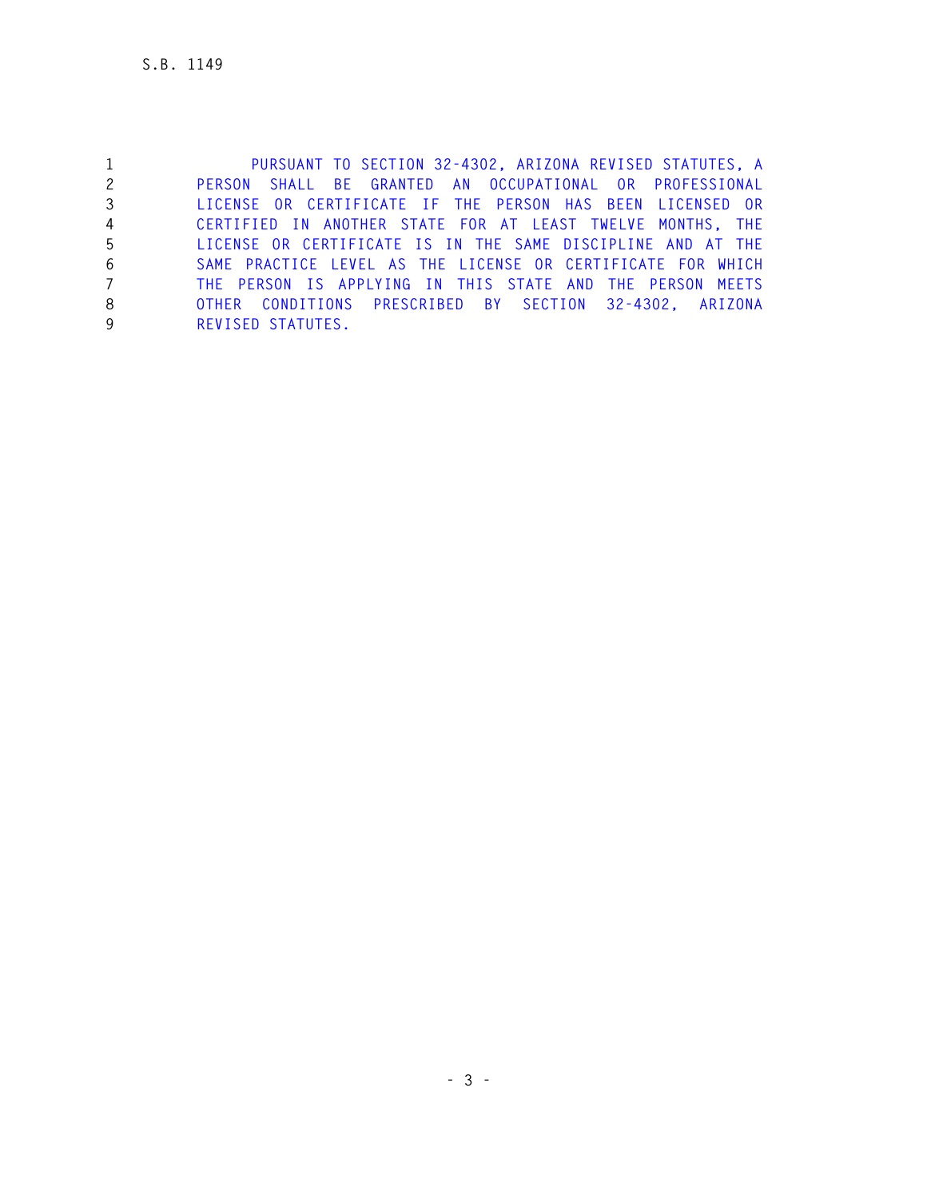PURSUANT TO SECTION 32-4302, ARIZONA REVISED STATUTES, A PERSON SHALL BE GRANTED AN OCCUPATIONAL OR PROFESSIONAL LICENSE OR CERTIFICATE IF THE PERSON HAS BEEN LICENSED OR CERTIFIED IN ANOTHER STATE FOR AT LEAST TWELVE MONTHS, THE LICENSE OR CERTIFICATE IS IN THE SAME DISCIPLINE AND AT THE SAME PRACTICE LEVEL AS THE LICENSE OR CERTIFICATE FOR WHICH THE PERSON IS APPLYING IN THIS STATE AND THE PERSON MEETS OTHER CONDITIONS PRESCRIBED BY SECTION 32-4302, ARIZONA REVISED STATUTES.